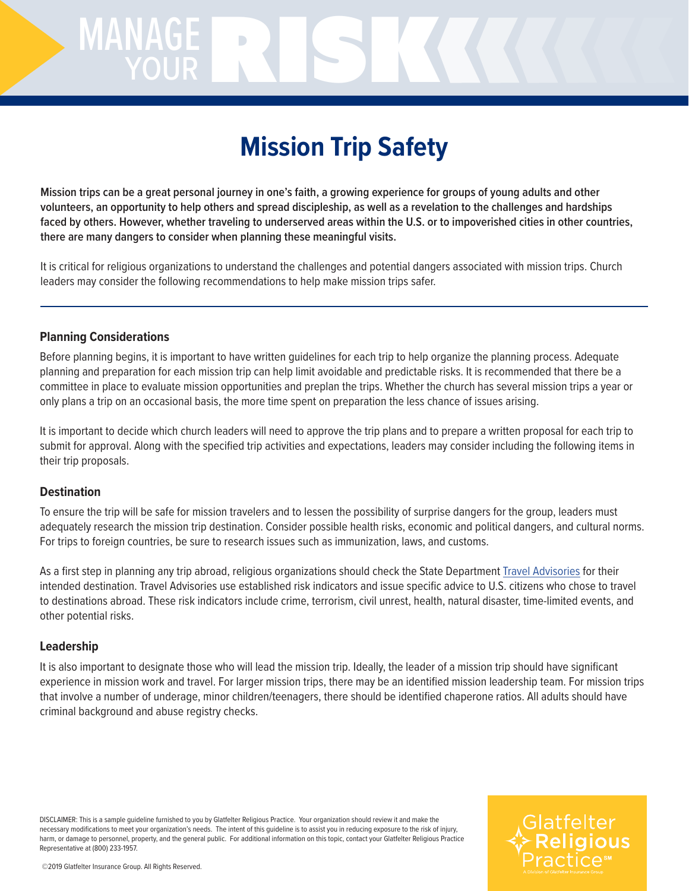# Mission Trip Safety

**Mission trips can be a great personal journey in one's faith, a growing experience for groups of young adults and other volunteers, an opportunity to help others and spread discipleship, as well as a revelation to the challenges and hardships faced by others. However, whether traveling to underserved areas within the U.S. or to impoverished cities in other countries, there are many dangers to consider when planning these meaningful visits.**

It is critical for religious organizations to understand the challenges and potential dangers associated with mission trips. Church leaders may consider the following recommendations to help make mission trips safer.

---

### Planning Considerations

Before planning begins, it is important to have written guidelines for each trip to help organize the planning process. Adequate planning and preparation for each mission trip can help limit avoidable and predictable risks. It is recommended that there be a committee in place to evaluate mission opportunities and preplan the trips. Whether the church has several mission trips a year or only plans a trip on an occasional basis, the more time spent on preparation the less chance of issues arising.

It is important to decide which church leaders will need to approve the trip plans and to prepare a written proposal for each trip to submit for approval. Along with the specified trip activities and expectations, leaders may consider including the following items in their trip proposals.

### Destination

To ensure the trip will be safe for mission travelers and to lessen the possibility of surprise dangers for the group, leaders must adequately research the mission trip destination. Consider possible health risks, economic and political dangers, and cultural norms. For trips to foreign countries, be sure to research issues such as immunization, laws, and customs.

As a first step in planning any trip abroad, religious organizations should check the State Department Travel Advisories for their intended destination. Travel Advisories use established risk indicators and issue specific advice to U.S. citizens who chose to travel to destinations abroad. These risk indicators include crime, terrorism, civil unrest, health, natural disaster, time-limited events, and other potential risks.

### Leadership

It is also important to designate those who will lead the mission trip. Ideally, the leader of a mission trip should have significant experience in mission work and travel. For larger mission trips, there may be an identified mission leadership team. For mission trips that involve a number of underage, minor children/teenagers, there should be identified chaperone ratios. All adults should have criminal background and abuse registry checks.

DISCLAIMER: This is a sample guideline furnished to you by Glatfelter Religious Practice. Your organization should review it and make the necessary modifications to meet your organization's needs. The intent of this guideline is to assist you in reducing exposure to the risk of injury, harm, or damage to personnel, property, and the general public. For additional information on this topic, contact your Glatfelter Religious Practice Representative at (800) 233-1957.

©2019 Glatfelter Insurance Group. All Rights Reserved.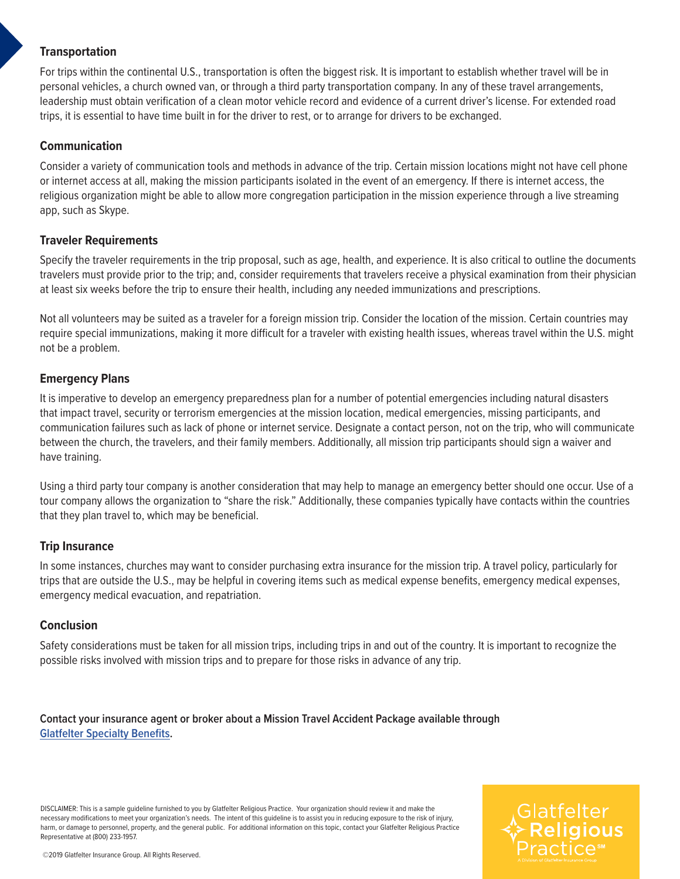### Transportation

For trips within the continental U.S., transportation is often the biggest risk. It is important to establish whether travel will be in personal vehicles, a church owned van, or through a third party transportation company. In any of these travel arrangements, leadership must obtain verification of a clean motor vehicle record and evidence of a current driver's license. For extended road trips, it is essential to have time built in for the driver to rest, or to arrange for drivers to be exchanged.

### Communication

Consider a variety of communication tools and methods in advance of the trip. Certain mission locations might not have cell phone or internet access at all, making the mission participants isolated in the event of an emergency. If there is internet access, the religious organization might be able to allow more congregation participation in the mission experience through a live streaming app, such as Skype.

### Traveler Requirements

Specify the traveler requirements in the trip proposal, such as age, health, and experience. It is also critical to outline the documents travelers must provide prior to the trip; and, consider requirements that travelers receive a physical examination from their physician at least six weeks before the trip to ensure their health, including any needed immunizations and prescriptions.

Not all volunteers may be suited as a traveler for a foreign mission trip. Consider the location of the mission. Certain countries may require special immunizations, making it more difficult for a traveler with existing health issues, whereas travel within the U.S. might not be a problem.

### Emergency Plans

It is imperative to develop an emergency preparedness plan for a number of potential emergencies including natural disasters that impact travel, security or terrorism emergencies at the mission location, medical emergencies, missing participants, and communication failures such as lack of phone or internet service. Designate a contact person, not on the trip, who will communicate between the church, the travelers, and their family members. Additionally, all mission trip participants should sign a waiver and have training.

Using a third party tour company is another consideration that may help to manage an emergency better should one occur. Use of a tour company allows the organization to "share the risk." Additionally, these companies typically have contacts within the countries that they plan travel to, which may be beneficial.

### Trip Insurance

In some instances, churches may want to consider purchasing extra insurance for the mission trip. A travel policy, particularly for trips that are outside the U.S., may be helpful in covering items such as medical expense benefits, emergency medical expenses, emergency medical evacuation, and repatriation.

### Conclusion

Safety considerations must be taken for all mission trips, including trips in and out of the country. It is important to recognize the possible risks involved with mission trips and to prepare for those risks in advance of any trip.

**Contact your insurance agent or broker about a Mission Travel Accident Package available through Glatfelter Specialty Benefits.**

DISCLAIMER: This is a sample guideline furnished to you by Glatfelter Religious Practice. Your organization should review it and make the necessary modifications to meet your organization's needs. The intent of this guideline is to assist you in reducing exposure to the risk of injury, harm, or damage to personnel, property, and the general public. For additional information on this topic, contact your Glatfelter Religious Practice Representative at (800) 233-1957.

©2019 Glatfelter Insurance Group. All Rights Reserved.

Glatfelter Religious Practice℠
A Division of Glatfelter Insurance Group